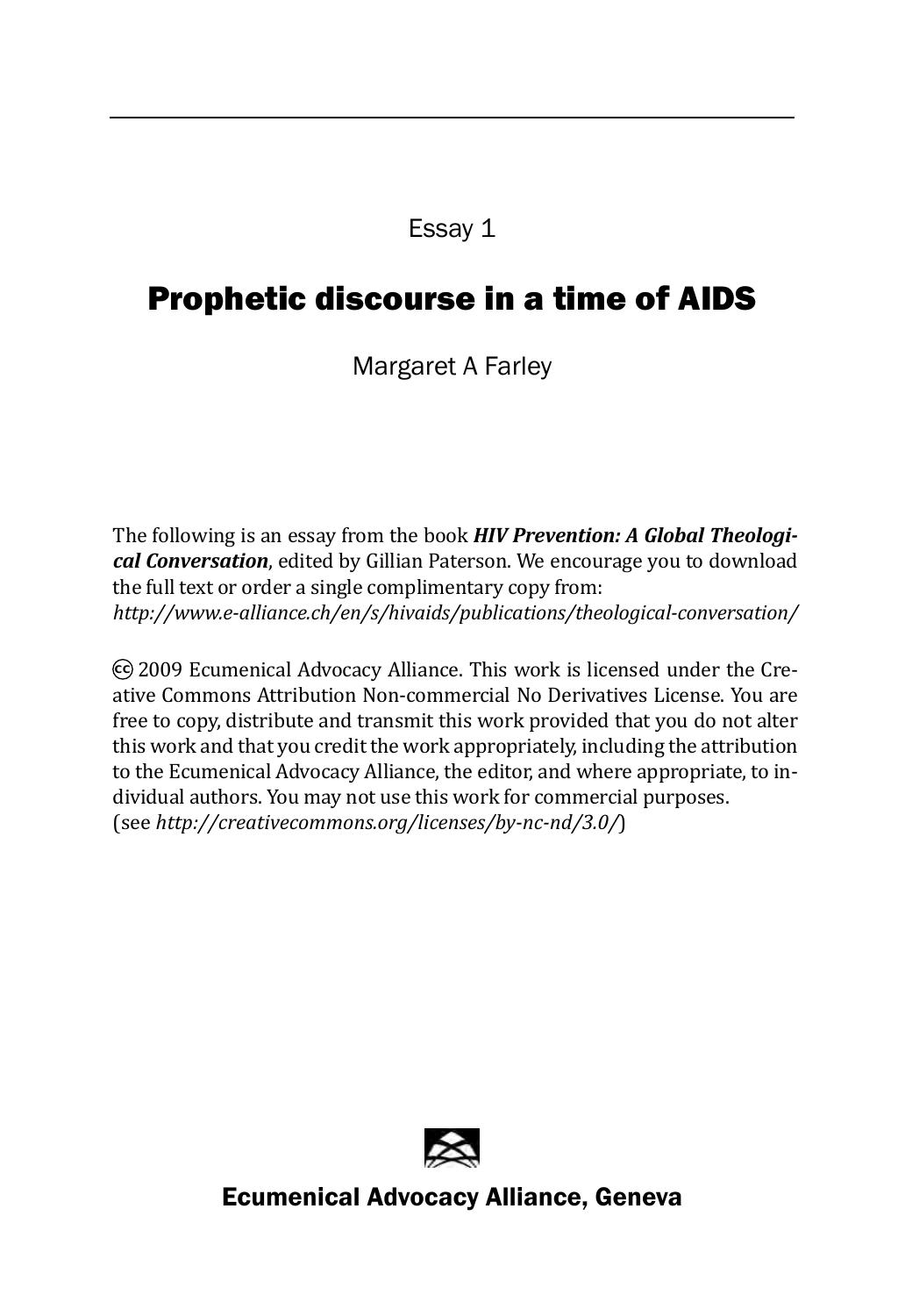Essay 1

# Prophetic discourse in a time of AIDS

Margaret A Farley

The following is an essay from the book ***HIV Prevention: A Global Theological Conversation***, edited by Gillian Paterson. We encourage you to download the full text or order a single complimentary copy from:
*http://www.e-alliance.ch/en/s/hivaids/publications/theological-conversation/*

Ⓒ 2009 Ecumenical Advocacy Alliance. This work is licensed under the Creative Commons Attribution Non-commercial No Derivatives License. You are free to copy, distribute and transmit this work provided that you do not alter this work and that you credit the work appropriately, including the attribution to the Ecumenical Advocacy Alliance, the editor, and where appropriate, to individual authors. You may not use this work for commercial purposes.
(see *http://creativecommons.org/licenses/by-nc-nd/3.0/*)

**Ecumenical Advocacy Alliance, Geneva**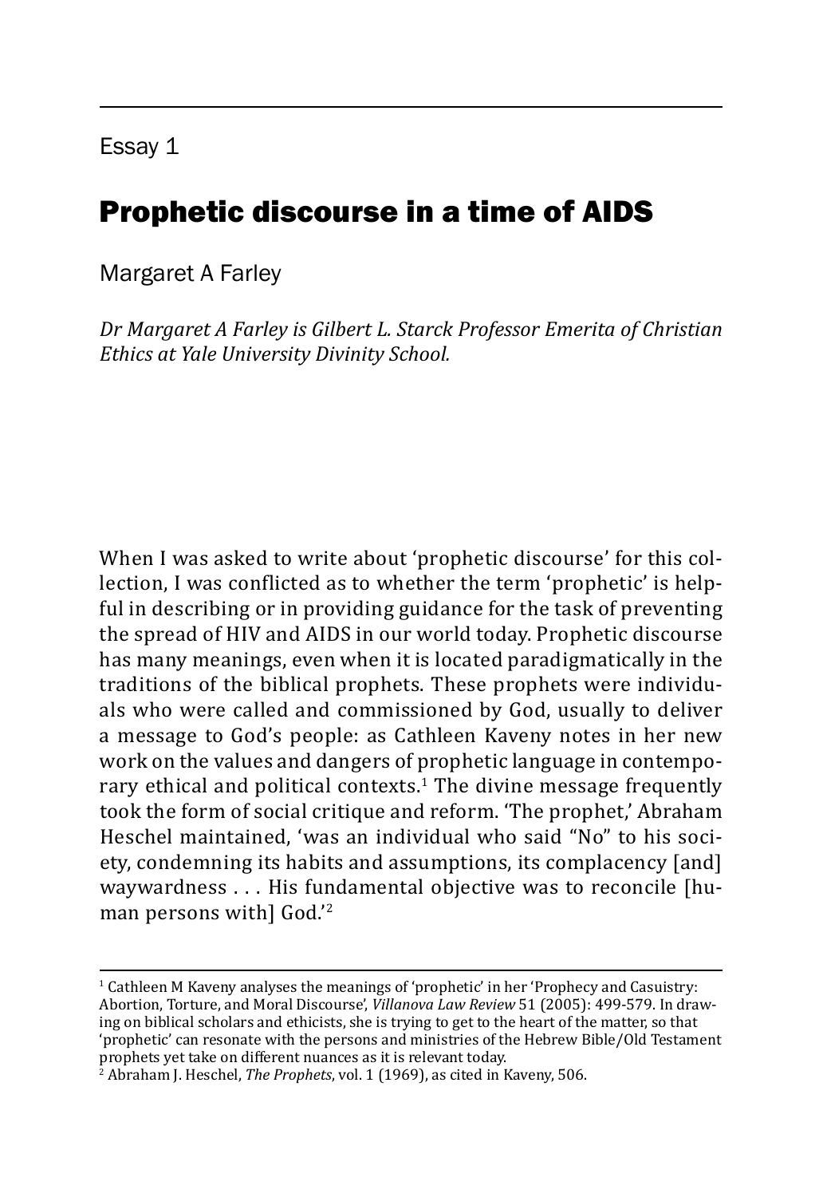Essay 1

# Prophetic discourse in a time of AIDS

Margaret A Farley

*Dr Margaret A Farley is Gilbert L. Starck Professor Emerita of Christian Ethics at Yale University Divinity School.*

When I was asked to write about 'prophetic discourse' for this collection, I was conflicted as to whether the term 'prophetic' is helpful in describing or in providing guidance for the task of preventing the spread of HIV and AIDS in our world today. Prophetic discourse has many meanings, even when it is located paradigmatically in the traditions of the biblical prophets. These prophets were individuals who were called and commissioned by God, usually to deliver a message to God's people: as Cathleen Kaveny notes in her new work on the values and dangers of prophetic language in contemporary ethical and political contexts.[1] The divine message frequently took the form of social critique and reform. 'The prophet,' Abraham Heschel maintained, 'was an individual who said "No" to his society, condemning its habits and assumptions, its complacency [and] waywardness . . . His fundamental objective was to reconcile [human persons with] God.'[2]

---

[1] Cathleen M Kaveny analyses the meanings of 'prophetic' in her 'Prophecy and Casuistry: Abortion, Torture, and Moral Discourse', *Villanova Law Review* 51 (2005): 499-579. In drawing on biblical scholars and ethicists, she is trying to get to the heart of the matter, so that 'prophetic' can resonate with the persons and ministries of the Hebrew Bible/Old Testament prophets yet take on different nuances as it is relevant today.

[2] Abraham J. Heschel, *The Prophets*, vol. 1 (1969), as cited in Kaveny, 506.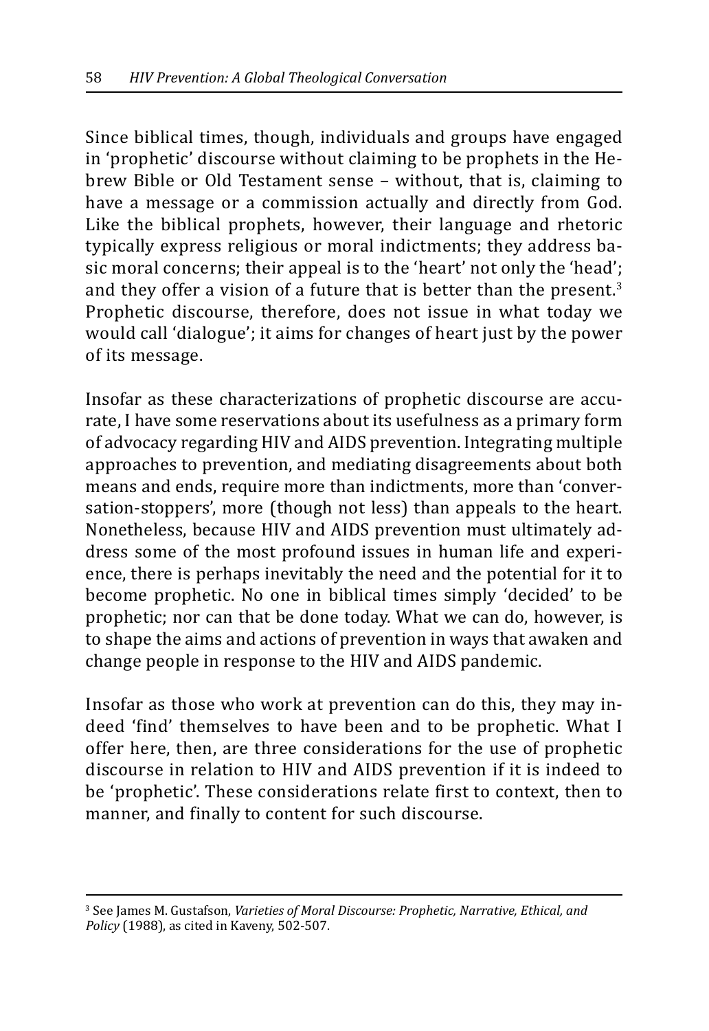Since biblical times, though, individuals and groups have engaged in 'prophetic' discourse without claiming to be prophets in the Hebrew Bible or Old Testament sense – without, that is, claiming to have a message or a commission actually and directly from God. Like the biblical prophets, however, their language and rhetoric typically express religious or moral indictments; they address basic moral concerns; their appeal is to the 'heart' not only the 'head'; and they offer a vision of a future that is better than the present.[3] Prophetic discourse, therefore, does not issue in what today we would call 'dialogue'; it aims for changes of heart just by the power of its message.

Insofar as these characterizations of prophetic discourse are accurate, I have some reservations about its usefulness as a primary form of advocacy regarding HIV and AIDS prevention. Integrating multiple approaches to prevention, and mediating disagreements about both means and ends, require more than indictments, more than 'conversation-stoppers', more (though not less) than appeals to the heart. Nonetheless, because HIV and AIDS prevention must ultimately address some of the most profound issues in human life and experience, there is perhaps inevitably the need and the potential for it to become prophetic. No one in biblical times simply 'decided' to be prophetic; nor can that be done today. What we can do, however, is to shape the aims and actions of prevention in ways that awaken and change people in response to the HIV and AIDS pandemic.

Insofar as those who work at prevention can do this, they may indeed 'find' themselves to have been and to be prophetic. What I offer here, then, are three considerations for the use of prophetic discourse in relation to HIV and AIDS prevention if it is indeed to be 'prophetic'. These considerations relate first to context, then to manner, and finally to content for such discourse.

---

[3] See James M. Gustafson, *Varieties of Moral Discourse: Prophetic, Narrative, Ethical, and Policy* (1988), as cited in Kaveny, 502-507.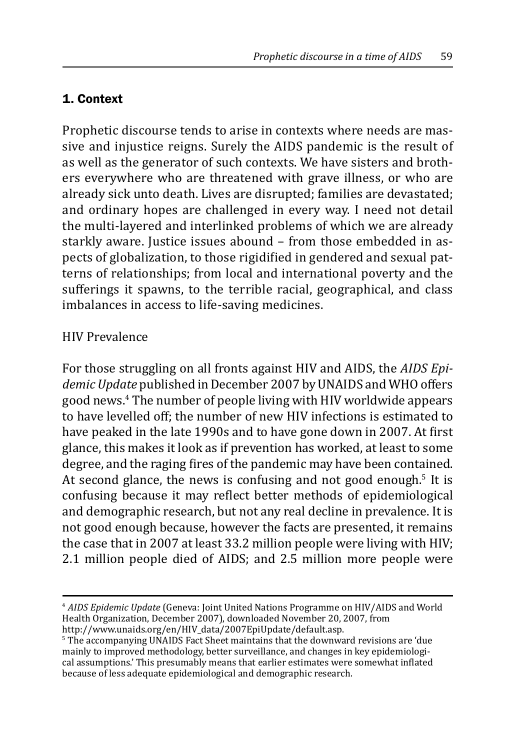## 1. Context

Prophetic discourse tends to arise in contexts where needs are massive and injustice reigns. Surely the AIDS pandemic is the result of as well as the generator of such contexts. We have sisters and brothers everywhere who are threatened with grave illness, or who are already sick unto death. Lives are disrupted; families are devastated; and ordinary hopes are challenged in every way. I need not detail the multi-layered and interlinked problems of which we are already starkly aware. Justice issues abound – from those embedded in aspects of globalization, to those rigidified in gendered and sexual patterns of relationships; from local and international poverty and the sufferings it spawns, to the terrible racial, geographical, and class imbalances in access to life-saving medicines.

HIV Prevalence

For those struggling on all fronts against HIV and AIDS, the *AIDS Epidemic Update* published in December 2007 by UNAIDS and WHO offers good news.[4] The number of people living with HIV worldwide appears to have levelled off; the number of new HIV infections is estimated to have peaked in the late 1990s and to have gone down in 2007. At first glance, this makes it look as if prevention has worked, at least to some degree, and the raging fires of the pandemic may have been contained. At second glance, the news is confusing and not good enough.[5] It is confusing because it may reflect better methods of epidemiological and demographic research, but not any real decline in prevalence. It is not good enough because, however the facts are presented, it remains the case that in 2007 at least 33.2 million people were living with HIV; 2.1 million people died of AIDS; and 2.5 million more people were

---

[4] *AIDS Epidemic Update* (Geneva: Joint United Nations Programme on HIV/AIDS and World Health Organization, December 2007), downloaded November 20, 2007, from http://www.unaids.org/en/HIV_data/2007EpiUpdate/default.asp.

[5] The accompanying UNAIDS Fact Sheet maintains that the downward revisions are 'due mainly to improved methodology, better surveillance, and changes in key epidemiological assumptions.' This presumably means that earlier estimates were somewhat inflated because of less adequate epidemiological and demographic research.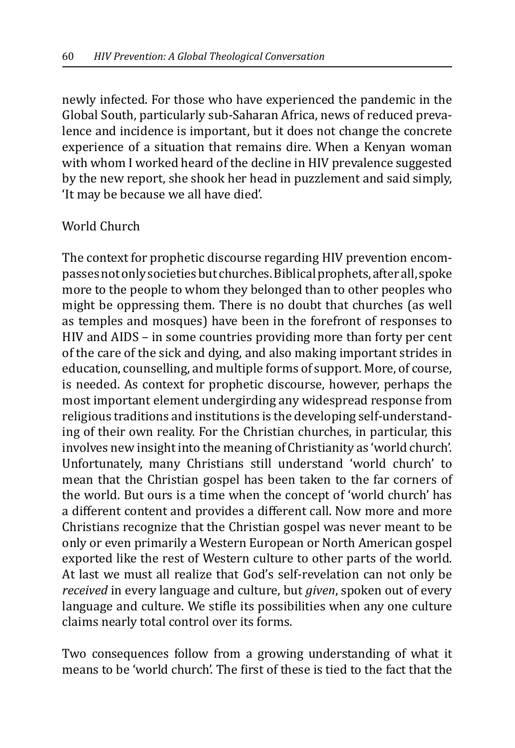newly infected. For those who have experienced the pandemic in the Global South, particularly sub-Saharan Africa, news of reduced prevalence and incidence is important, but it does not change the concrete experience of a situation that remains dire. When a Kenyan woman with whom I worked heard of the decline in HIV prevalence suggested by the new report, she shook her head in puzzlement and said simply, 'It may be because we all have died'.

## World Church

The context for prophetic discourse regarding HIV prevention encompasses not only societies but churches. Biblical prophets, after all, spoke more to the people to whom they belonged than to other peoples who might be oppressing them. There is no doubt that churches (as well as temples and mosques) have been in the forefront of responses to HIV and AIDS – in some countries providing more than forty per cent of the care of the sick and dying, and also making important strides in education, counselling, and multiple forms of support. More, of course, is needed. As context for prophetic discourse, however, perhaps the most important element undergirding any widespread response from religious traditions and institutions is the developing self-understanding of their own reality. For the Christian churches, in particular, this involves new insight into the meaning of Christianity as 'world church'. Unfortunately, many Christians still understand 'world church' to mean that the Christian gospel has been taken to the far corners of the world. But ours is a time when the concept of 'world church' has a different content and provides a different call. Now more and more Christians recognize that the Christian gospel was never meant to be only or even primarily a Western European or North American gospel exported like the rest of Western culture to other parts of the world. At last we must all realize that God's self-revelation can not only be *received* in every language and culture, but *given*, spoken out of every language and culture. We stifle its possibilities when any one culture claims nearly total control over its forms.

Two consequences follow from a growing understanding of what it means to be 'world church'. The first of these is tied to the fact that the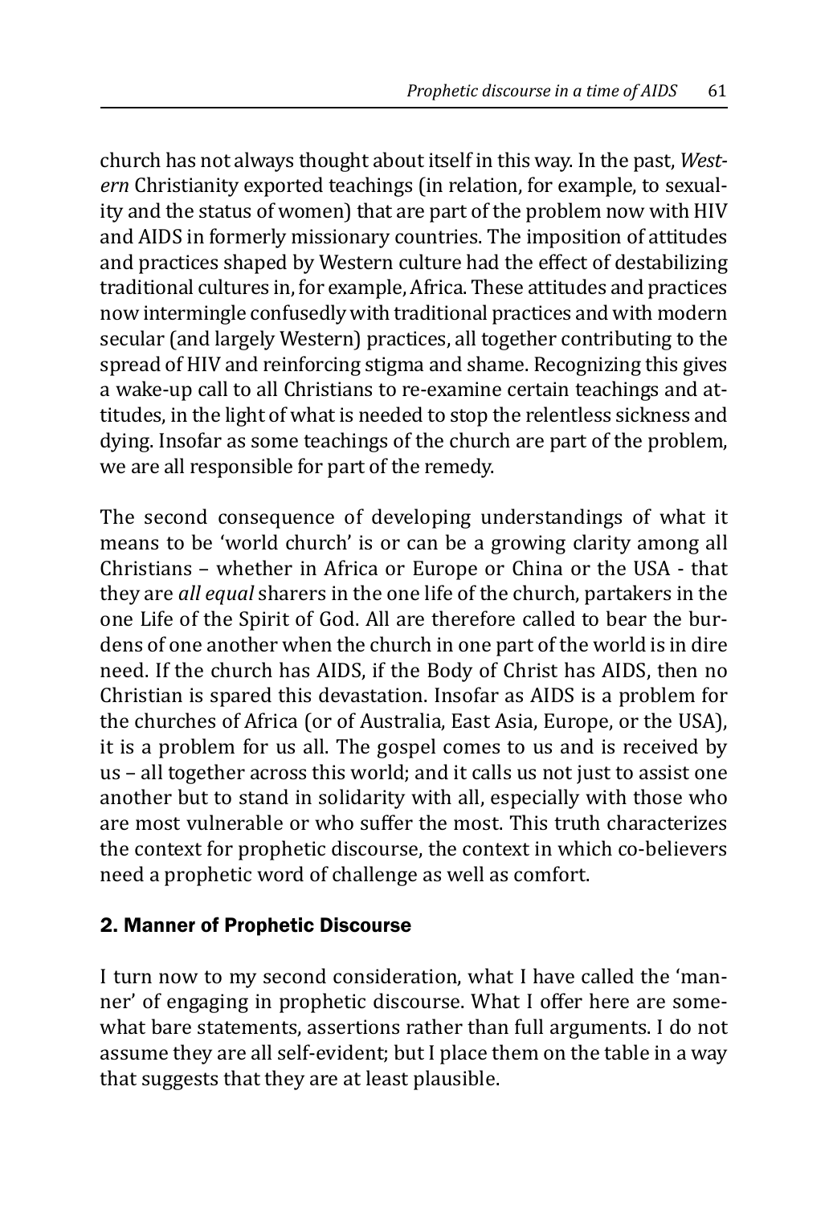church has not always thought about itself in this way. In the past, *Western* Christianity exported teachings (in relation, for example, to sexuality and the status of women) that are part of the problem now with HIV and AIDS in formerly missionary countries. The imposition of attitudes and practices shaped by Western culture had the effect of destabilizing traditional cultures in, for example, Africa. These attitudes and practices now intermingle confusedly with traditional practices and with modern secular (and largely Western) practices, all together contributing to the spread of HIV and reinforcing stigma and shame. Recognizing this gives a wake-up call to all Christians to re-examine certain teachings and attitudes, in the light of what is needed to stop the relentless sickness and dying. Insofar as some teachings of the church are part of the problem, we are all responsible for part of the remedy.

The second consequence of developing understandings of what it means to be 'world church' is or can be a growing clarity among all Christians – whether in Africa or Europe or China or the USA - that they are *all equal* sharers in the one life of the church, partakers in the one Life of the Spirit of God. All are therefore called to bear the burdens of one another when the church in one part of the world is in dire need. If the church has AIDS, if the Body of Christ has AIDS, then no Christian is spared this devastation. Insofar as AIDS is a problem for the churches of Africa (or of Australia, East Asia, Europe, or the USA), it is a problem for us all. The gospel comes to us and is received by us – all together across this world; and it calls us not just to assist one another but to stand in solidarity with all, especially with those who are most vulnerable or who suffer the most. This truth characterizes the context for prophetic discourse, the context in which co-believers need a prophetic word of challenge as well as comfort.

## 2. Manner of Prophetic Discourse

I turn now to my second consideration, what I have called the 'manner' of engaging in prophetic discourse. What I offer here are somewhat bare statements, assertions rather than full arguments. I do not assume they are all self-evident; but I place them on the table in a way that suggests that they are at least plausible.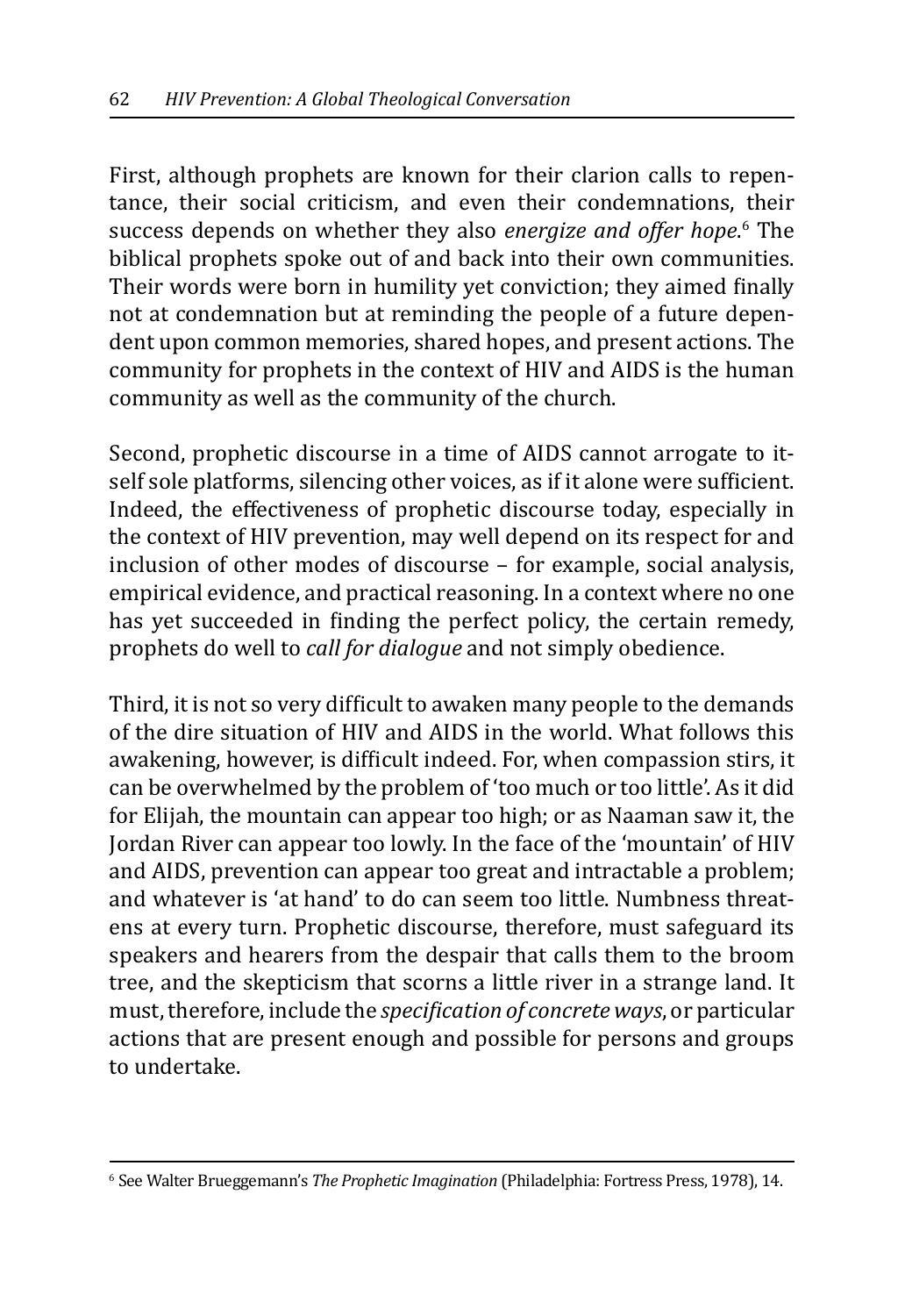First, although prophets are known for their clarion calls to repentance, their social criticism, and even their condemnations, their success depends on whether they also *energize and offer hope*.[6] The biblical prophets spoke out of and back into their own communities. Their words were born in humility yet conviction; they aimed finally not at condemnation but at reminding the people of a future dependent upon common memories, shared hopes, and present actions. The community for prophets in the context of HIV and AIDS is the human community as well as the community of the church.

Second, prophetic discourse in a time of AIDS cannot arrogate to itself sole platforms, silencing other voices, as if it alone were sufficient. Indeed, the effectiveness of prophetic discourse today, especially in the context of HIV prevention, may well depend on its respect for and inclusion of other modes of discourse – for example, social analysis, empirical evidence, and practical reasoning. In a context where no one has yet succeeded in finding the perfect policy, the certain remedy, prophets do well to *call for dialogue* and not simply obedience.

Third, it is not so very difficult to awaken many people to the demands of the dire situation of HIV and AIDS in the world. What follows this awakening, however, is difficult indeed. For, when compassion stirs, it can be overwhelmed by the problem of 'too much or too little'. As it did for Elijah, the mountain can appear too high; or as Naaman saw it, the Jordan River can appear too lowly. In the face of the 'mountain' of HIV and AIDS, prevention can appear too great and intractable a problem; and whatever is 'at hand' to do can seem too little. Numbness threatens at every turn. Prophetic discourse, therefore, must safeguard its speakers and hearers from the despair that calls them to the broom tree, and the skepticism that scorns a little river in a strange land. It must, therefore, include the *specification of concrete ways*, or particular actions that are present enough and possible for persons and groups to undertake.

[6] See Walter Brueggemann's *The Prophetic Imagination* (Philadelphia: Fortress Press, 1978), 14.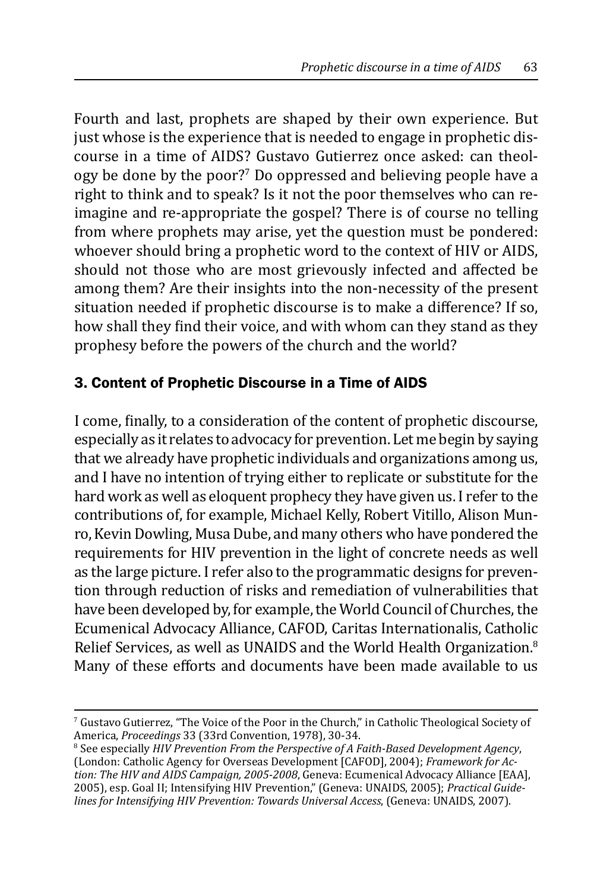Fourth and last, prophets are shaped by their own experience. But just whose is the experience that is needed to engage in prophetic discourse in a time of AIDS? Gustavo Gutierrez once asked: can theology be done by the poor?[7] Do oppressed and believing people have a right to think and to speak? Is it not the poor themselves who can re-imagine and re-appropriate the gospel? There is of course no telling from where prophets may arise, yet the question must be pondered: whoever should bring a prophetic word to the context of HIV or AIDS, should not those who are most grievously infected and affected be among them? Are their insights into the non-necessity of the present situation needed if prophetic discourse is to make a difference? If so, how shall they find their voice, and with whom can they stand as they prophesy before the powers of the church and the world?

## 3. Content of Prophetic Discourse in a Time of AIDS

I come, finally, to a consideration of the content of prophetic discourse, especially as it relates to advocacy for prevention. Let me begin by saying that we already have prophetic individuals and organizations among us, and I have no intention of trying either to replicate or substitute for the hard work as well as eloquent prophecy they have given us. I refer to the contributions of, for example, Michael Kelly, Robert Vitillo, Alison Munro, Kevin Dowling, Musa Dube, and many others who have pondered the requirements for HIV prevention in the light of concrete needs as well as the large picture. I refer also to the programmatic designs for prevention through reduction of risks and remediation of vulnerabilities that have been developed by, for example, the World Council of Churches, the Ecumenical Advocacy Alliance, CAFOD, Caritas Internationalis, Catholic Relief Services, as well as UNAIDS and the World Health Organization.[8] Many of these efforts and documents have been made available to us

---

[7] Gustavo Gutierrez, "The Voice of the Poor in the Church," in Catholic Theological Society of America, *Proceedings* 33 (33rd Convention, 1978), 30-34.

[8] See especially *HIV Prevention From the Perspective of A Faith-Based Development Agency*, (London: Catholic Agency for Overseas Development [CAFOD], 2004); *Framework for Action: The HIV and AIDS Campaign, 2005-2008*, Geneva: Ecumenical Advocacy Alliance [EAA], 2005), esp. Goal II; Intensifying HIV Prevention," (Geneva: UNAIDS, 2005); *Practical Guidelines for Intensifying HIV Prevention: Towards Universal Access*, (Geneva: UNAIDS, 2007).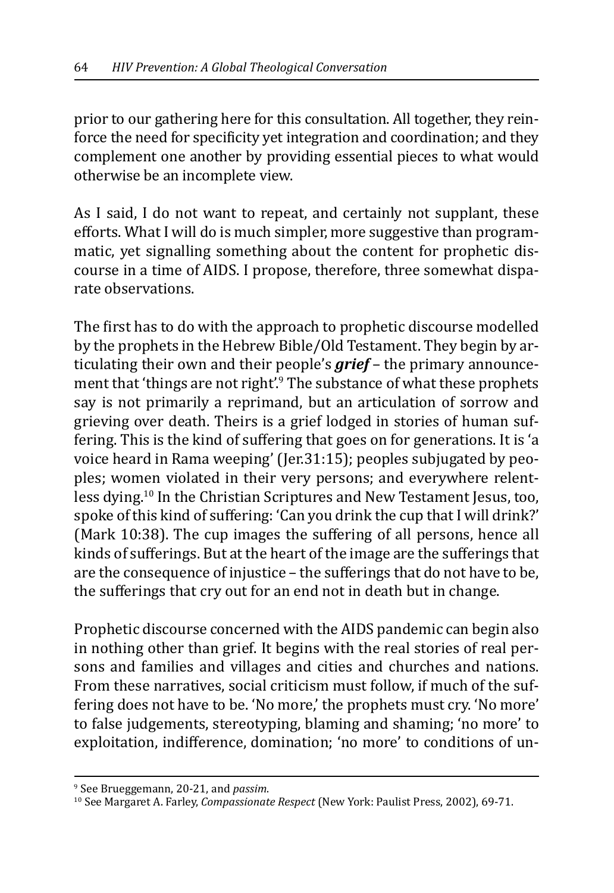prior to our gathering here for this consultation. All together, they reinforce the need for specificity yet integration and coordination; and they complement one another by providing essential pieces to what would otherwise be an incomplete view.

As I said, I do not want to repeat, and certainly not supplant, these efforts. What I will do is much simpler, more suggestive than programmatic, yet signalling something about the content for prophetic discourse in a time of AIDS. I propose, therefore, three somewhat disparate observations.

The first has to do with the approach to prophetic discourse modelled by the prophets in the Hebrew Bible/Old Testament. They begin by articulating their own and their people's ***grief*** – the primary announcement that 'things are not right'.[9] The substance of what these prophets say is not primarily a reprimand, but an articulation of sorrow and grieving over death. Theirs is a grief lodged in stories of human suffering. This is the kind of suffering that goes on for generations. It is 'a voice heard in Rama weeping' (Jer.31:15); peoples subjugated by peoples; women violated in their very persons; and everywhere relentless dying.[10] In the Christian Scriptures and New Testament Jesus, too, spoke of this kind of suffering: 'Can you drink the cup that I will drink?' (Mark 10:38). The cup images the suffering of all persons, hence all kinds of sufferings. But at the heart of the image are the sufferings that are the consequence of injustice – the sufferings that do not have to be, the sufferings that cry out for an end not in death but in change.

Prophetic discourse concerned with the AIDS pandemic can begin also in nothing other than grief. It begins with the real stories of real persons and families and villages and cities and churches and nations. From these narratives, social criticism must follow, if much of the suffering does not have to be. 'No more,' the prophets must cry. 'No more' to false judgements, stereotyping, blaming and shaming; 'no more' to exploitation, indifference, domination; 'no more' to conditions of un-

---

[9] See Brueggemann, 20-21, and *passim*.

[10] See Margaret A. Farley, *Compassionate Respect* (New York: Paulist Press, 2002), 69-71.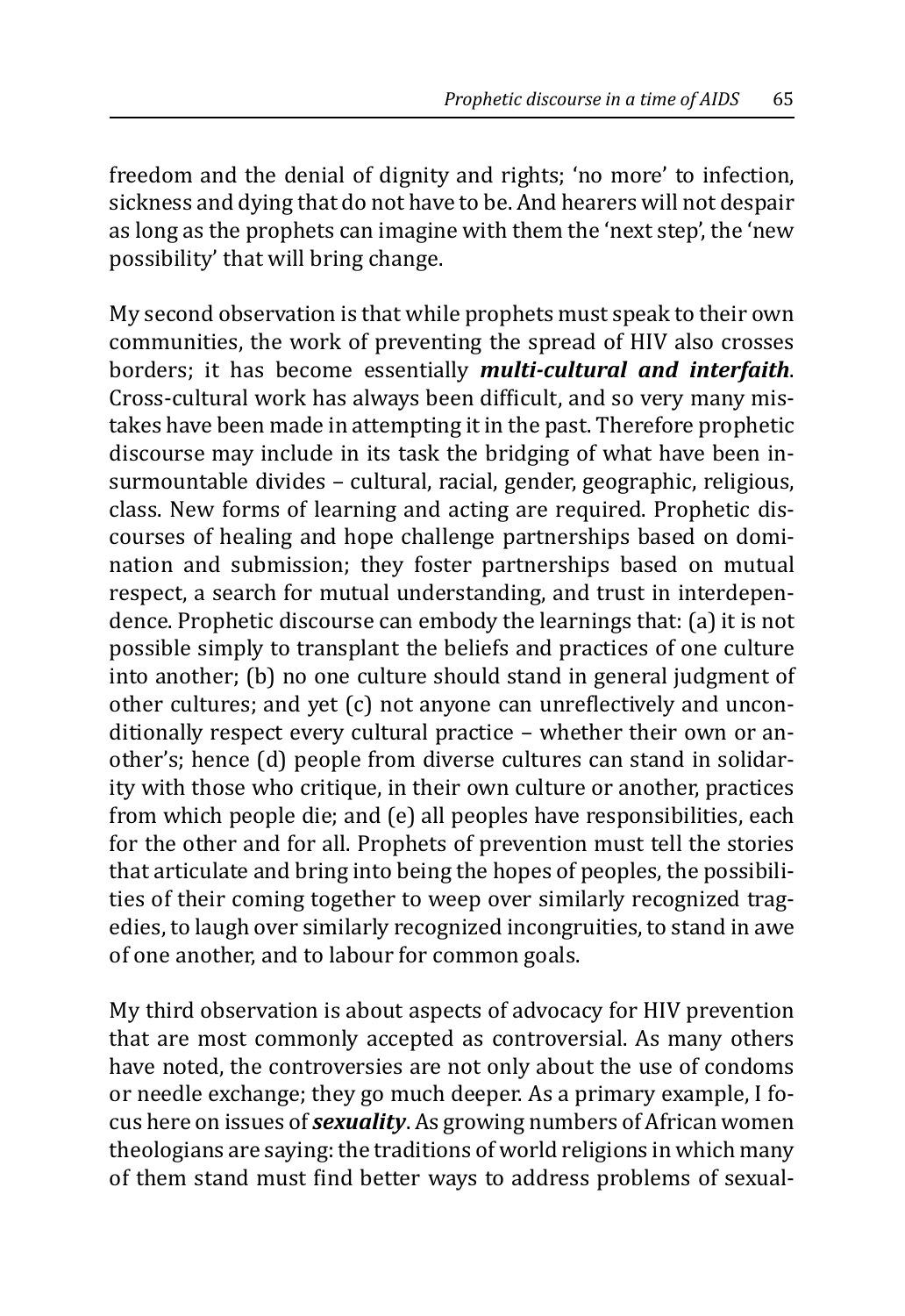freedom and the denial of dignity and rights; 'no more' to infection, sickness and dying that do not have to be. And hearers will not despair as long as the prophets can imagine with them the 'next step', the 'new possibility' that will bring change.

My second observation is that while prophets must speak to their own communities, the work of preventing the spread of HIV also crosses borders; it has become essentially ***multi-cultural and interfaith***. Cross-cultural work has always been difficult, and so very many mistakes have been made in attempting it in the past. Therefore prophetic discourse may include in its task the bridging of what have been insurmountable divides – cultural, racial, gender, geographic, religious, class. New forms of learning and acting are required. Prophetic discourses of healing and hope challenge partnerships based on domination and submission; they foster partnerships based on mutual respect, a search for mutual understanding, and trust in interdependence. Prophetic discourse can embody the learnings that: (a) it is not possible simply to transplant the beliefs and practices of one culture into another; (b) no one culture should stand in general judgment of other cultures; and yet (c) not anyone can unreflectively and unconditionally respect every cultural practice – whether their own or another's; hence (d) people from diverse cultures can stand in solidarity with those who critique, in their own culture or another, practices from which people die; and (e) all peoples have responsibilities, each for the other and for all. Prophets of prevention must tell the stories that articulate and bring into being the hopes of peoples, the possibilities of their coming together to weep over similarly recognized tragedies, to laugh over similarly recognized incongruities, to stand in awe of one another, and to labour for common goals.

My third observation is about aspects of advocacy for HIV prevention that are most commonly accepted as controversial. As many others have noted, the controversies are not only about the use of condoms or needle exchange; they go much deeper. As a primary example, I focus here on issues of ***sexuality***. As growing numbers of African women theologians are saying: the traditions of world religions in which many of them stand must find better ways to address problems of sexual-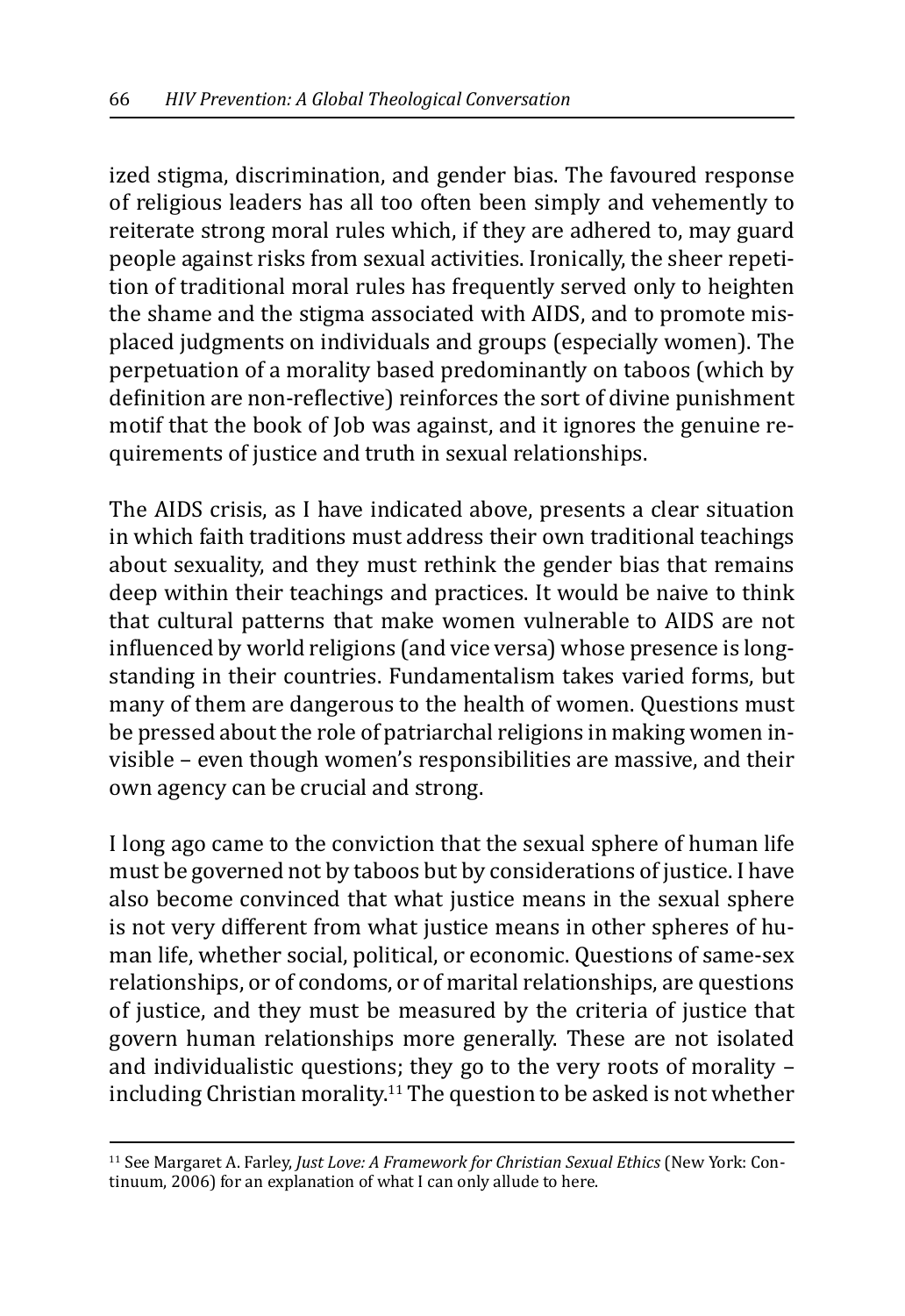ized stigma, discrimination, and gender bias. The favoured response of religious leaders has all too often been simply and vehemently to reiterate strong moral rules which, if they are adhered to, may guard people against risks from sexual activities. Ironically, the sheer repetition of traditional moral rules has frequently served only to heighten the shame and the stigma associated with AIDS, and to promote misplaced judgments on individuals and groups (especially women). The perpetuation of a morality based predominantly on taboos (which by definition are non-reflective) reinforces the sort of divine punishment motif that the book of Job was against, and it ignores the genuine requirements of justice and truth in sexual relationships.

The AIDS crisis, as I have indicated above, presents a clear situation in which faith traditions must address their own traditional teachings about sexuality, and they must rethink the gender bias that remains deep within their teachings and practices. It would be naive to think that cultural patterns that make women vulnerable to AIDS are not influenced by world religions (and vice versa) whose presence is longstanding in their countries. Fundamentalism takes varied forms, but many of them are dangerous to the health of women. Questions must be pressed about the role of patriarchal religions in making women invisible – even though women's responsibilities are massive, and their own agency can be crucial and strong.

I long ago came to the conviction that the sexual sphere of human life must be governed not by taboos but by considerations of justice. I have also become convinced that what justice means in the sexual sphere is not very different from what justice means in other spheres of human life, whether social, political, or economic. Questions of same-sex relationships, or of condoms, or of marital relationships, are questions of justice, and they must be measured by the criteria of justice that govern human relationships more generally. These are not isolated and individualistic questions; they go to the very roots of morality – including Christian morality.[11] The question to be asked is not whether

---

[11] See Margaret A. Farley, *Just Love: A Framework for Christian Sexual Ethics* (New York: Continuum, 2006) for an explanation of what I can only allude to here.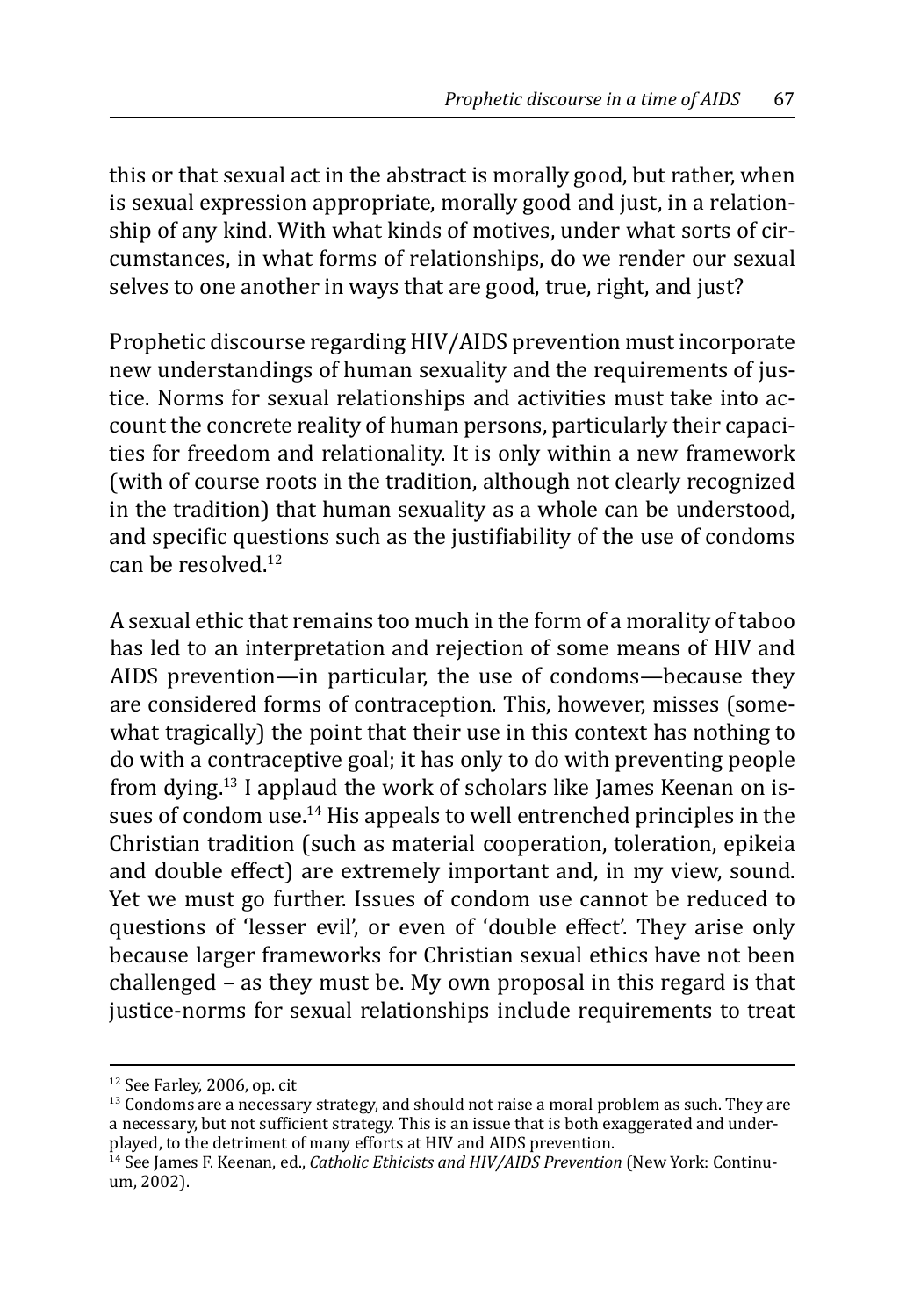this or that sexual act in the abstract is morally good, but rather, when is sexual expression appropriate, morally good and just, in a relationship of any kind. With what kinds of motives, under what sorts of circumstances, in what forms of relationships, do we render our sexual selves to one another in ways that are good, true, right, and just?

Prophetic discourse regarding HIV/AIDS prevention must incorporate new understandings of human sexuality and the requirements of justice. Norms for sexual relationships and activities must take into account the concrete reality of human persons, particularly their capacities for freedom and relationality. It is only within a new framework (with of course roots in the tradition, although not clearly recognized in the tradition) that human sexuality as a whole can be understood, and specific questions such as the justifiability of the use of condoms can be resolved.[12]

A sexual ethic that remains too much in the form of a morality of taboo has led to an interpretation and rejection of some means of HIV and AIDS prevention—in particular, the use of condoms—because they are considered forms of contraception. This, however, misses (somewhat tragically) the point that their use in this context has nothing to do with a contraceptive goal; it has only to do with preventing people from dying.[13] I applaud the work of scholars like James Keenan on issues of condom use.[14] His appeals to well entrenched principles in the Christian tradition (such as material cooperation, toleration, epikeia and double effect) are extremely important and, in my view, sound. Yet we must go further. Issues of condom use cannot be reduced to questions of 'lesser evil', or even of 'double effect'. They arise only because larger frameworks for Christian sexual ethics have not been challenged – as they must be. My own proposal in this regard is that justice-norms for sexual relationships include requirements to treat

---

[12] See Farley, 2006, op. cit

[13] Condoms are a necessary strategy, and should not raise a moral problem as such. They are a necessary, but not sufficient strategy. This is an issue that is both exaggerated and underplayed, to the detriment of many efforts at HIV and AIDS prevention.

[14] See James F. Keenan, ed., *Catholic Ethicists and HIV/AIDS Prevention* (New York: Continuum, 2002).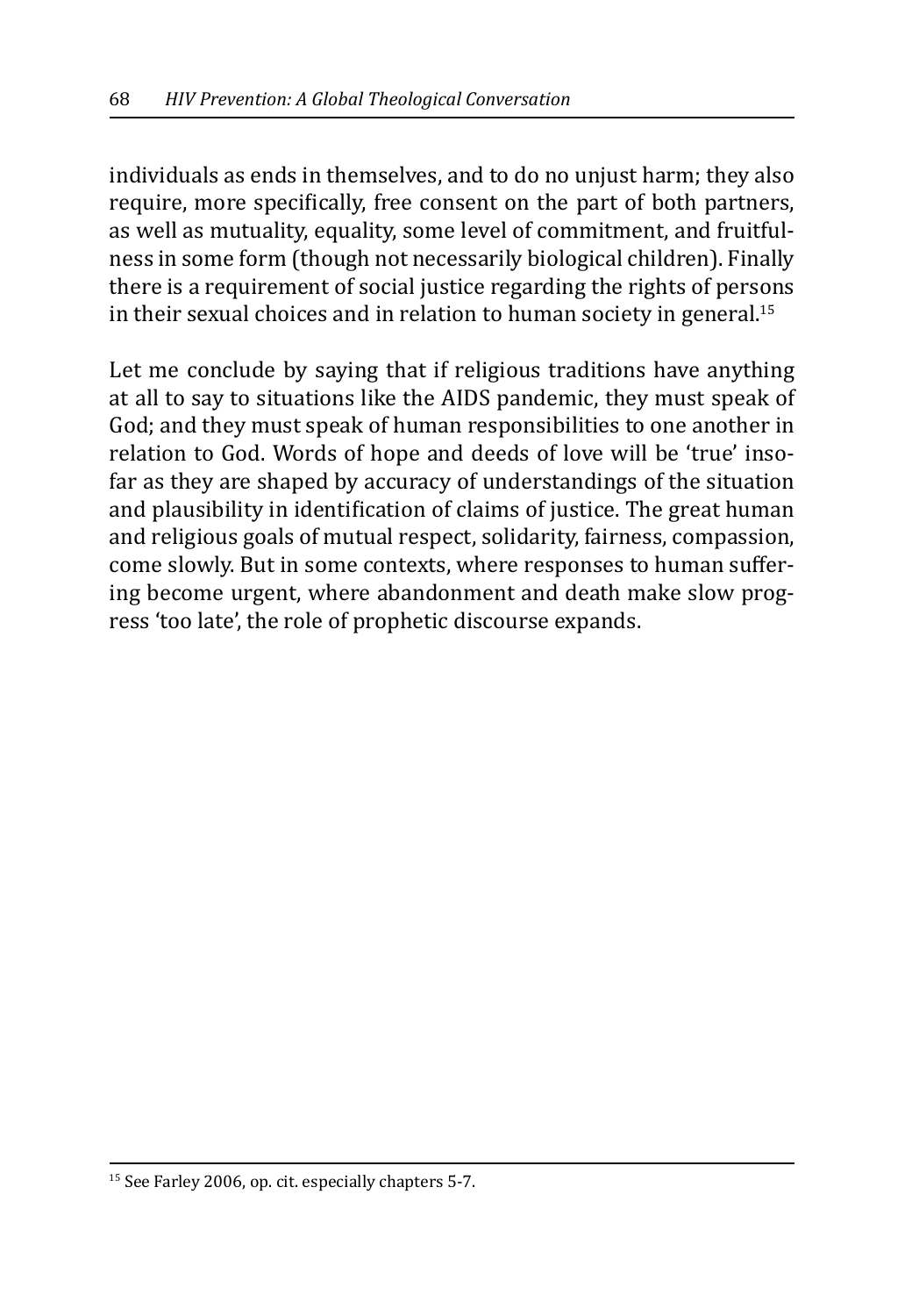individuals as ends in themselves, and to do no unjust harm; they also require, more specifically, free consent on the part of both partners, as well as mutuality, equality, some level of commitment, and fruitfulness in some form (though not necessarily biological children). Finally there is a requirement of social justice regarding the rights of persons in their sexual choices and in relation to human society in general.[15]

Let me conclude by saying that if religious traditions have anything at all to say to situations like the AIDS pandemic, they must speak of God; and they must speak of human responsibilities to one another in relation to God. Words of hope and deeds of love will be 'true' insofar as they are shaped by accuracy of understandings of the situation and plausibility in identification of claims of justice. The great human and religious goals of mutual respect, solidarity, fairness, compassion, come slowly. But in some contexts, where responses to human suffering become urgent, where abandonment and death make slow progress 'too late', the role of prophetic discourse expands.

---

[15] See Farley 2006, op. cit. especially chapters 5-7.